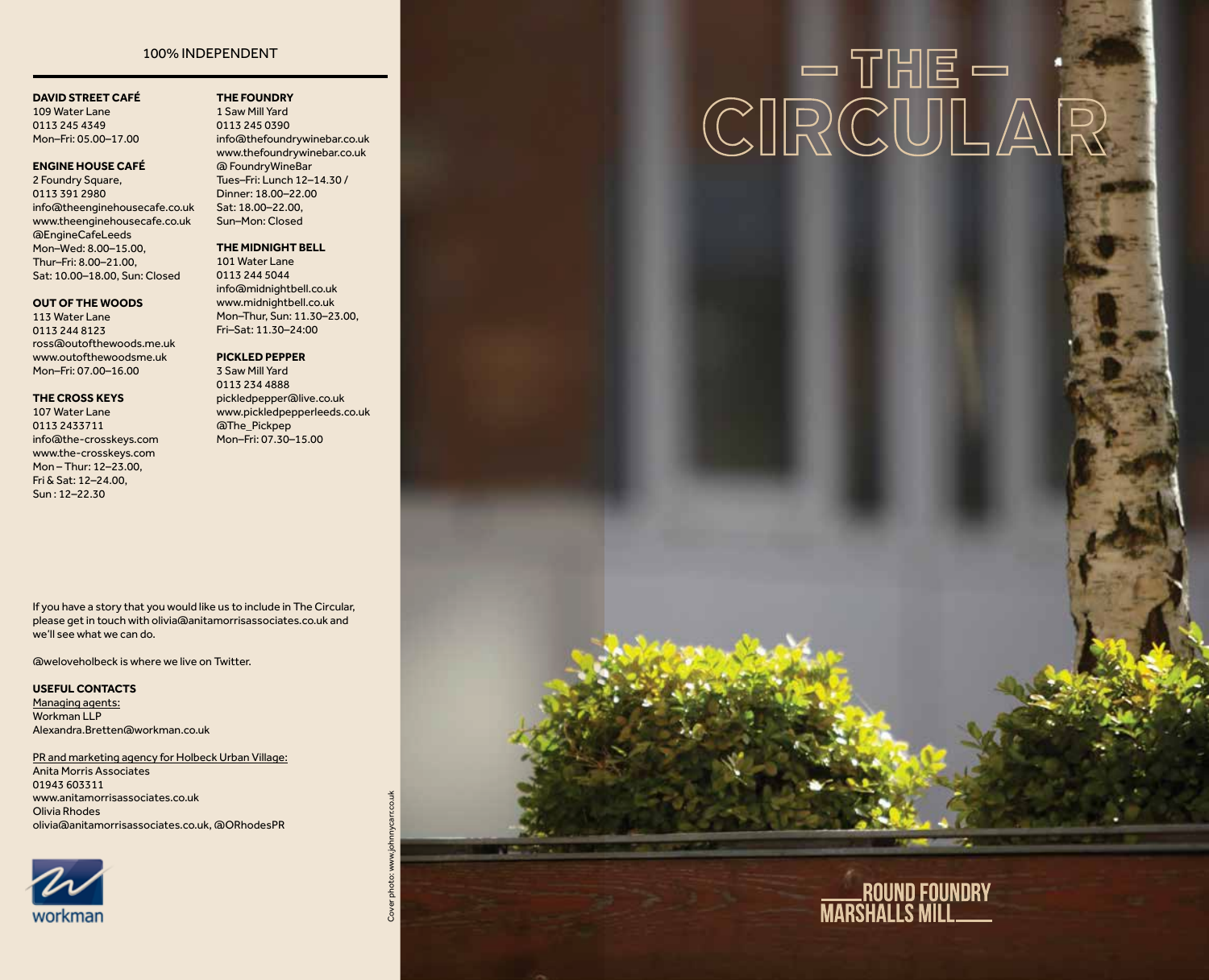100% INDEPENDENT

**DAVID STREET CAFÉ**
109 Water Lane
0113 245 4349
Mon–Fri: 05.00–17.00

**ENGINE HOUSE CAFÉ**
2 Foundry Square,
0113 391 2980
info@theenginehousecafe.co.uk
www.theenginehousecafe.co.uk
@EngineCafeLeeds
Mon–Wed: 8.00–15.00,
Thur–Fri: 8.00–21.00,
Sat: 10.00–18.00, Sun: Closed

**OUT OF THE WOODS**
113 Water Lane
0113 244 8123
ross@outofthewoods.me.uk
www.outofthewoodsme.uk
Mon–Fri: 07.00–16.00

**THE CROSS KEYS**
107 Water Lane
0113 2433711
info@the-crosskeys.com
www.the-crosskeys.com
Mon – Thur: 12–23.00,
Fri & Sat: 12–24.00,
Sun : 12–22.30

**THE FOUNDRY**
1 Saw Mill Yard
0113 245 0390
info@thefoundrywinebar.co.uk
www.thefoundrywinebar.co.uk
@ FoundryWineBar
Tues–Fri: Lunch 12–14.30 /
Dinner: 18.00–22.00
Sat: 18.00–22.00,
Sun–Mon: Closed

**THE MIDNIGHT BELL**
101 Water Lane
0113 244 5044
info@midnightbell.co.uk
www.midnightbell.co.uk
Mon–Thur, Sun: 11.30–23.00,
Fri–Sat: 11.30–24:00

**PICKLED PEPPER**
3 Saw Mill Yard
0113 234 4888
pickledpepper@live.co.uk
www.pickledpepperleeds.co.uk
@The_Pickpep
Mon–Fri: 07.30–15.00

If you have a story that you would like us to include in The Circular, please get in touch with olivia@anitamorrisassociates.co.uk and we'll see what we can do.

@weloveholbeck is where we live on Twitter.

**USEFUL CONTACTS**

Managing agents:
Workman LLP
Alexandra.Bretten@workman.co.uk

PR and marketing agency for Holbeck Urban Village:
Anita Morris Associates
01943 603311
www.anitamorrisassociates.co.uk
Olivia Rhodes
olivia@anitamorrisassociates.co.uk, @ORhodesPR

workman

Cover photo: www.johnnycarr.co.uk

# – THE – CIRCULAR

ROUND FOUNDRY
MARSHALLS MILL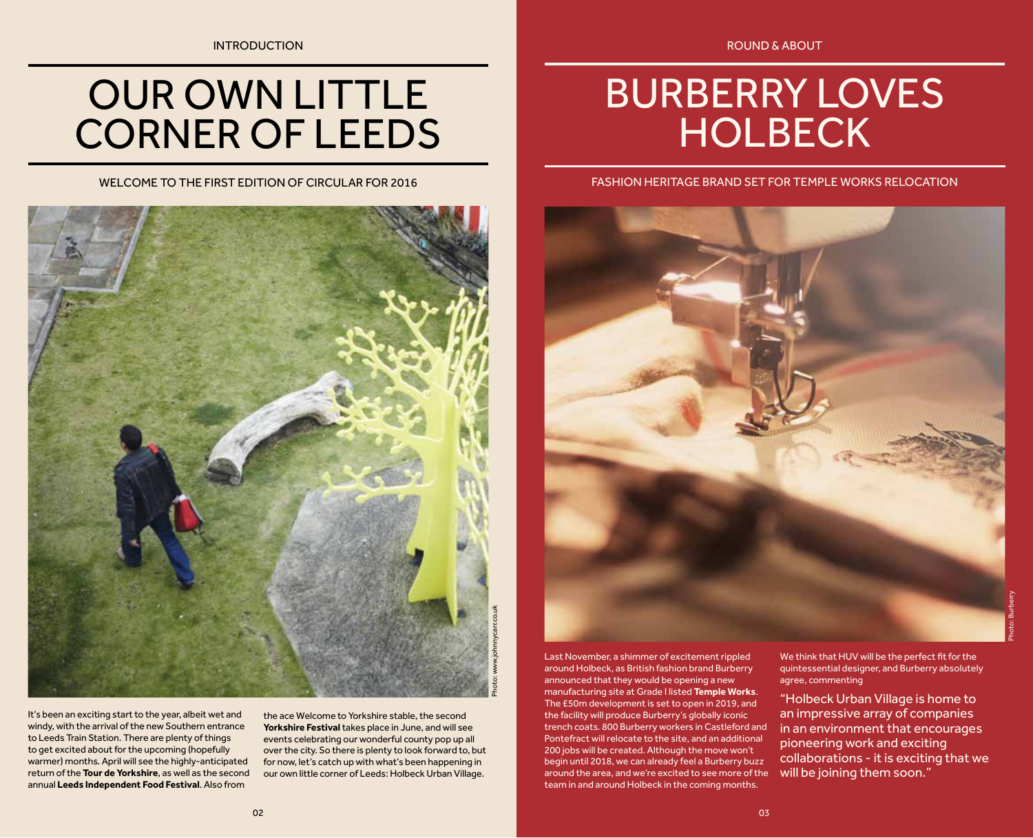INTRODUCTION

# OUR OWN LITTLE CORNER OF LEEDS

WELCOME TO THE FIRST EDITION OF CIRCULAR FOR 2016

Photo: www.johnnycarr.co.uk

It's been an exciting start to the year, albeit wet and windy, with the arrival of the new Southern entrance to Leeds Train Station. There are plenty of things to get excited about for the upcoming (hopefully warmer) months. April will see the highly-anticipated return of the **Tour de Yorkshire**, as well as the second annual **Leeds Independent Food Festival**. Also from the ace Welcome to Yorkshire stable, the second **Yorkshire Festival** takes place in June, and will see events celebrating our wonderful county pop up all over the city. So there is plenty to look forward to, but for now, let's catch up with what's been happening in our own little corner of Leeds: Holbeck Urban Village.

ROUND & ABOUT

# BURBERRY LOVES HOLBECK

FASHION HERITAGE BRAND SET FOR TEMPLE WORKS RELOCATION

Photo: Burberry

Last November, a shimmer of excitement rippled around Holbeck, as British fashion brand Burberry announced that they would be opening a new manufacturing site at Grade I listed **Temple Works**. The £50m development is set to open in 2019, and the facility will produce Burberry's globally iconic trench coats. 800 Burberry workers in Castleford and Pontefract will relocate to the site, and an additional 200 jobs will be created. Although the move won't begin until 2018, we can already feel a Burberry buzz around the area, and we're excited to see more of the team in and around Holbeck in the coming months.

We think that HUV will be the perfect fit for the quintessential designer, and Burberry absolutely agree, commenting

"Holbeck Urban Village is home to an impressive array of companies in an environment that encourages pioneering work and exciting collaborations - it is exciting that we will be joining them soon."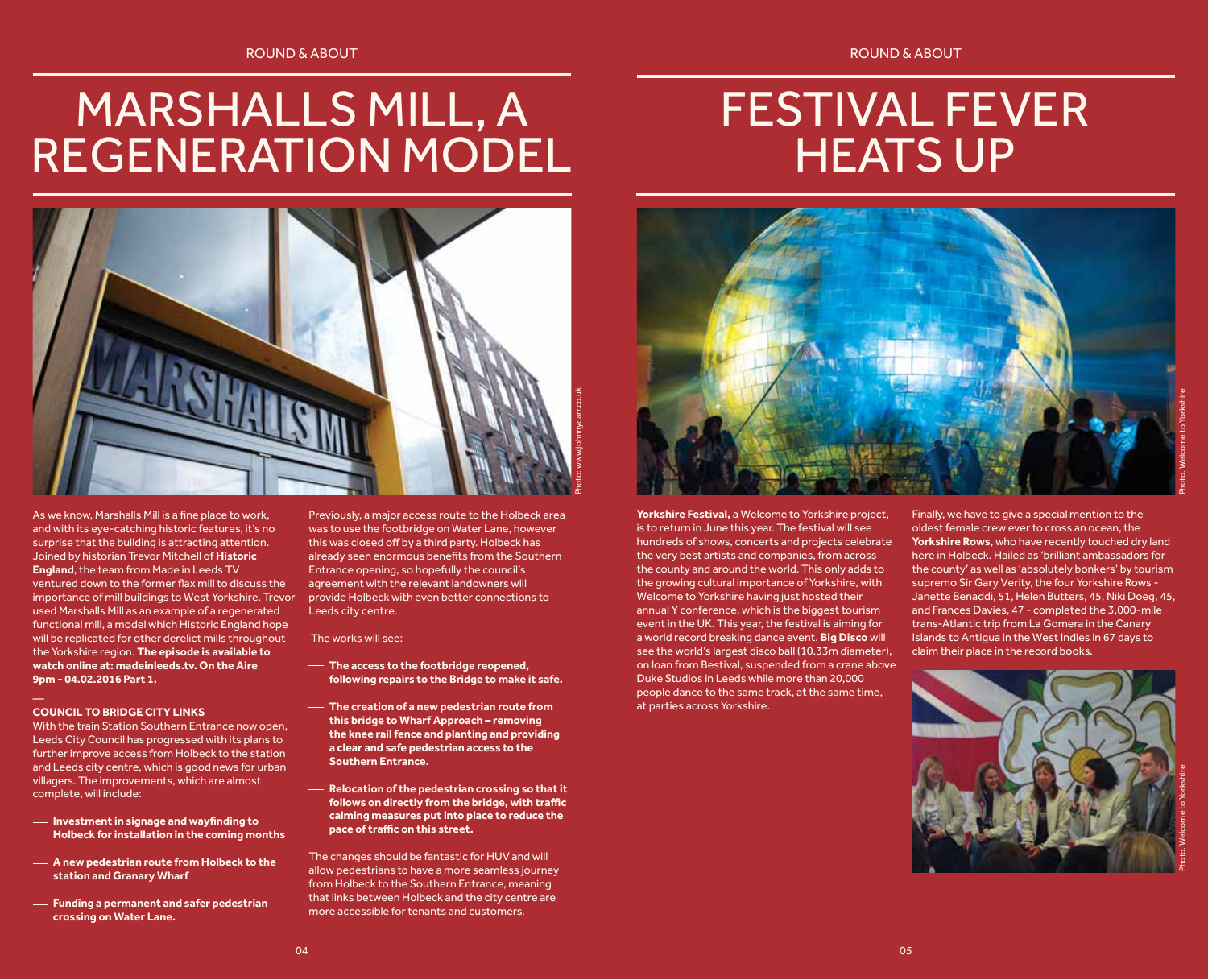# MARSHALLS MILL, A REGENERATION MODEL

Photo: www.johnnycarr.co.uk

As we know, Marshalls Mill is a fine place to work, and with its eye-catching historic features, it's no surprise that the building is attracting attention. Joined by historian Trevor Mitchell of **Historic England**, the team from Made in Leeds TV ventured down to the former flax mill to discuss the importance of mill buildings to West Yorkshire. Trevor used Marshalls Mill as an example of a regenerated functional mill, a model which Historic England hope will be replicated for other derelict mills throughout the Yorkshire region. **The episode is available to watch online at: madeinleeds.tv. On the Aire 9pm - 04.02.2016 Part 1.**

—

**COUNCIL TO BRIDGE CITY LINKS**

With the train Station Southern Entrance now open, Leeds City Council has progressed with its plans to further improve access from Holbeck to the station and Leeds city centre, which is good news for urban villagers. The improvements, which are almost complete, will include:

- **Investment in signage and wayfinding to Holbeck for installation in the coming months**
- **A new pedestrian route from Holbeck to the station and Granary Wharf**
- **Funding a permanent and safer pedestrian crossing on Water Lane.**

Previously, a major access route to the Holbeck area was to use the footbridge on Water Lane, however this was closed off by a third party. Holbeck has already seen enormous benefits from the Southern Entrance opening, so hopefully the council's agreement with the relevant landowners will provide Holbeck with even better connections to Leeds city centre.

The works will see:

- **The access to the footbridge reopened, following repairs to the Bridge to make it safe.**
- **The creation of a new pedestrian route from this bridge to Wharf Approach – removing the knee rail fence and planting and providing a clear and safe pedestrian access to the Southern Entrance.**
- **Relocation of the pedestrian crossing so that it follows on directly from the bridge, with traffic calming measures put into place to reduce the pace of traffic on this street.**

The changes should be fantastic for HUV and will allow pedestrians to have a more seamless journey from Holbeck to the Southern Entrance, meaning that links between Holbeck and the city centre are more accessible for tenants and customers.

# FESTIVAL FEVER HEATS UP

Photo. Welcome to Yorkshire

**Yorkshire Festival,** a Welcome to Yorkshire project, is to return in June this year. The festival will see hundreds of shows, concerts and projects celebrate the very best artists and companies, from across the county and around the world. This only adds to the growing cultural importance of Yorkshire, with Welcome to Yorkshire having just hosted their annual Y conference, which is the biggest tourism event in the UK. This year, the festival is aiming for a world record breaking dance event. **Big Disco** will see the world's largest disco ball (10.33m diameter), on loan from Bestival, suspended from a crane above Duke Studios in Leeds while more than 20,000 people dance to the same track, at the same time, at parties across Yorkshire.

Finally, we have to give a special mention to the oldest female crew ever to cross an ocean, the **Yorkshire Rows**, who have recently touched dry land here in Holbeck. Hailed as 'brilliant ambassadors for the county' as well as 'absolutely bonkers' by tourism supremo Sir Gary Verity, the four Yorkshire Rows - Janette Benaddi, 51, Helen Butters, 45, Niki Doeg, 45, and Frances Davies, 47 - completed the 3,000-mile trans-Atlantic trip from La Gomera in the Canary Islands to Antigua in the West Indies in 67 days to claim their place in the record books.

Photo. Welcome to Yorkshire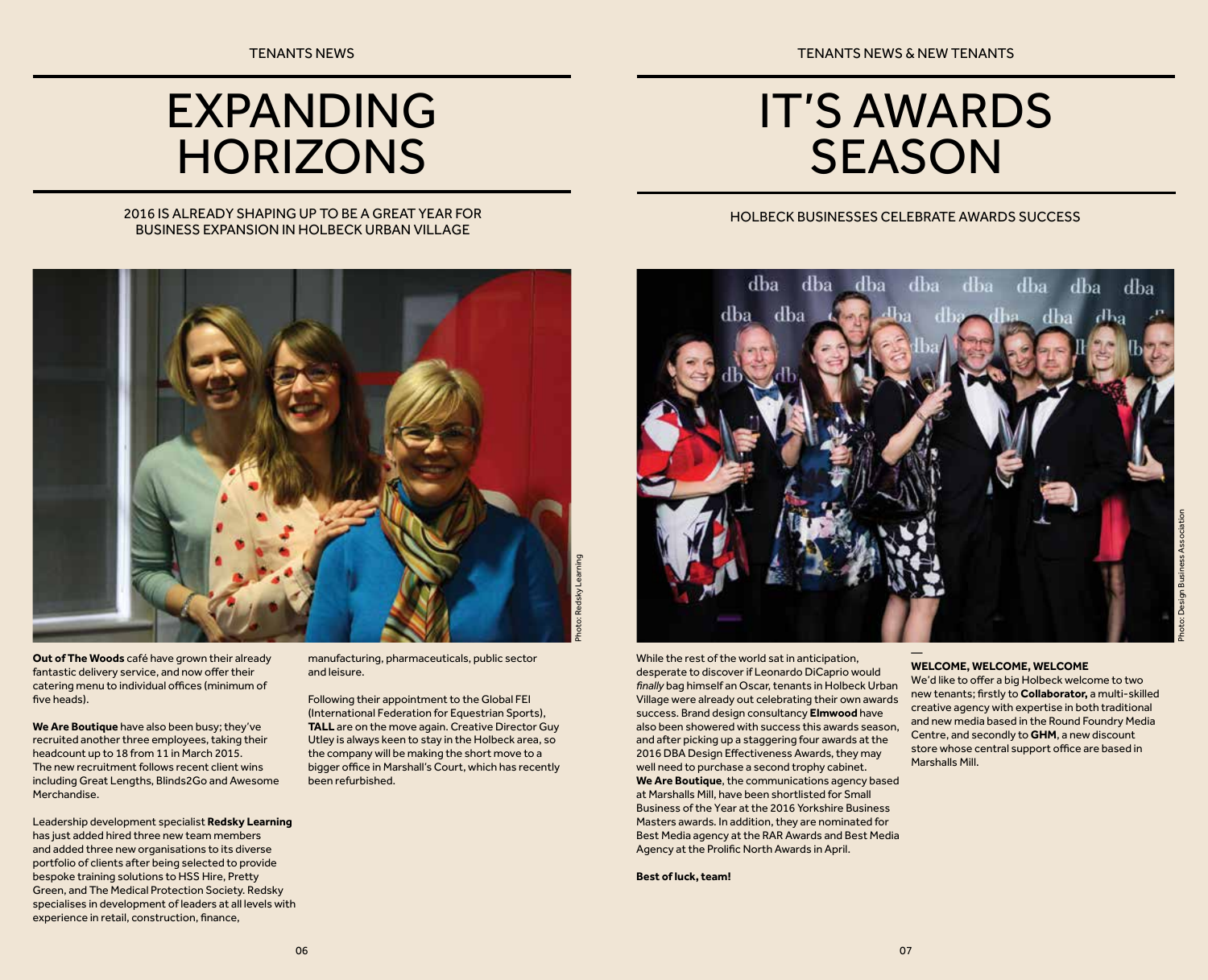TENANTS NEWS

# EXPANDING HORIZONS

2016 IS ALREADY SHAPING UP TO BE A GREAT YEAR FOR BUSINESS EXPANSION IN HOLBECK URBAN VILLAGE

Photo: Redsky Learning

**Out of The Woods** café have grown their already fantastic delivery service, and now offer their catering menu to individual offices (minimum of five heads).

**We Are Boutique** have also been busy; they've recruited another three employees, taking their headcount up to 18 from 11 in March 2015. The new recruitment follows recent client wins including Great Lengths, Blinds2Go and Awesome Merchandise.

Leadership development specialist **Redsky Learning** has just added hired three new team members and added three new organisations to its diverse portfolio of clients after being selected to provide bespoke training solutions to HSS Hire, Pretty Green, and The Medical Protection Society. Redsky specialises in development of leaders at all levels with experience in retail, construction, finance, manufacturing, pharmaceuticals, public sector and leisure.

Following their appointment to the Global FEI (International Federation for Equestrian Sports), **TALL** are on the move again. Creative Director Guy Utley is always keen to stay in the Holbeck area, so the company will be making the short move to a bigger office in Marshall's Court, which has recently been refurbished.

TENANTS NEWS & NEW TENANTS

# IT'S AWARDS SEASON

HOLBECK BUSINESSES CELEBRATE AWARDS SUCCESS

Photo: Design Business Association

While the rest of the world sat in anticipation, desperate to discover if Leonardo DiCaprio would *finally* bag himself an Oscar, tenants in Holbeck Urban Village were already out celebrating their own awards success. Brand design consultancy **Elmwood** have also been showered with success this awards season, and after picking up a staggering four awards at the 2016 DBA Design Effectiveness Awards, they may well need to purchase a second trophy cabinet. **We Are Boutique**, the communications agency based at Marshalls Mill, have been shortlisted for Small Business of the Year at the 2016 Yorkshire Business Masters awards. In addition, they are nominated for Best Media agency at the RAR Awards and Best Media Agency at the Prolific North Awards in April.

**Best of luck, team!**

—

**WELCOME, WELCOME, WELCOME**

We'd like to offer a big Holbeck welcome to two new tenants; firstly to **Collaborator,** a multi-skilled creative agency with expertise in both traditional and new media based in the Round Foundry Media Centre, and secondly to **GHM**, a new discount store whose central support office are based in Marshalls Mill.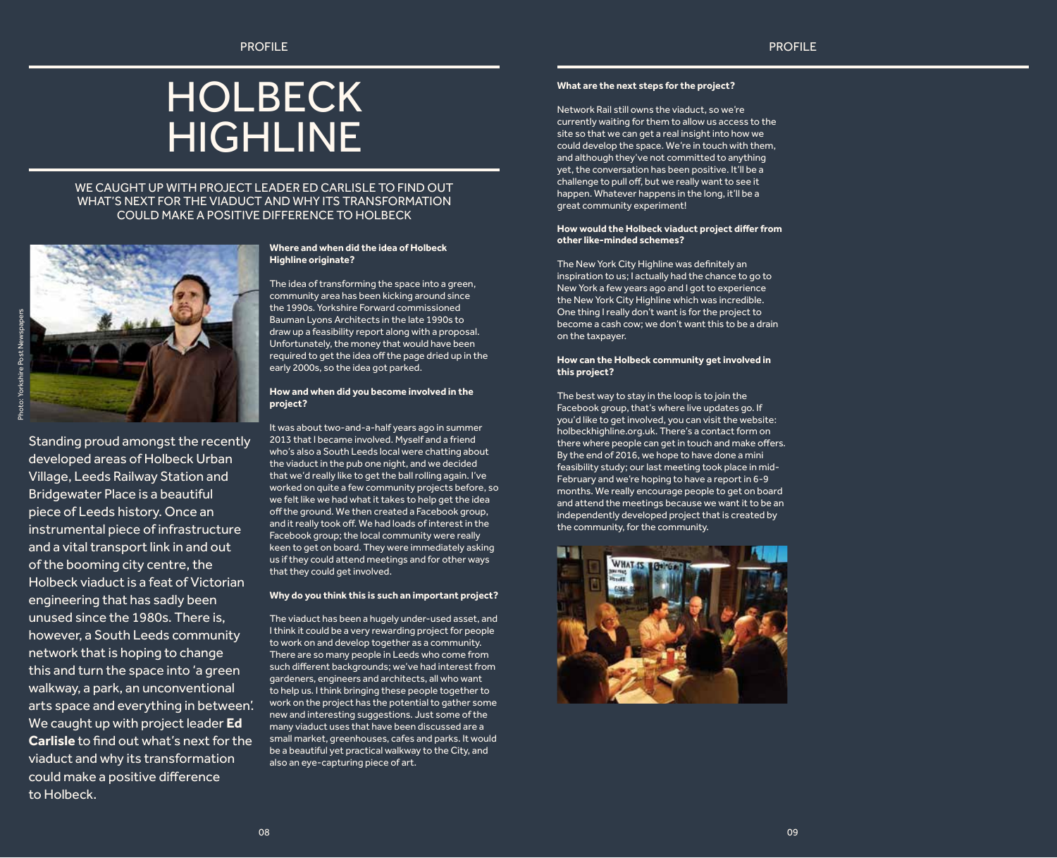# HOLBECK HIGHLINE

WE CAUGHT UP WITH PROJECT LEADER ED CARLISLE TO FIND OUT WHAT'S NEXT FOR THE VIADUCT AND WHY ITS TRANSFORMATION COULD MAKE A POSITIVE DIFFERENCE TO HOLBECK

Photo: Yorkshire Post Newspapers

Standing proud amongst the recently developed areas of Holbeck Urban Village, Leeds Railway Station and Bridgewater Place is a beautiful piece of Leeds history. Once an instrumental piece of infrastructure and a vital transport link in and out of the booming city centre, the Holbeck viaduct is a feat of Victorian engineering that has sadly been unused since the 1980s. There is, however, a South Leeds community network that is hoping to change this and turn the space into 'a green walkway, a park, an unconventional arts space and everything in between'. We caught up with project leader **Ed Carlisle** to find out what's next for the viaduct and why its transformation could make a positive difference to Holbeck.

**Where and when did the idea of Holbeck Highline originate?**

The idea of transforming the space into a green, community area has been kicking around since the 1990s. Yorkshire Forward commissioned Bauman Lyons Architects in the late 1990s to draw up a feasibility report along with a proposal. Unfortunately, the money that would have been required to get the idea off the page dried up in the early 2000s, so the idea got parked.

**How and when did you become involved in the project?**

It was about two-and-a-half years ago in summer 2013 that I became involved. Myself and a friend who's also a South Leeds local were chatting about the viaduct in the pub one night, and we decided that we'd really like to get the ball rolling again. I've worked on quite a few community projects before, so we felt like we had what it takes to help get the idea off the ground. We then created a Facebook group, and it really took off. We had loads of interest in the Facebook group; the local community were really keen to get on board. They were immediately asking us if they could attend meetings and for other ways that they could get involved.

**Why do you think this is such an important project?**

The viaduct has been a hugely under-used asset, and I think it could be a very rewarding project for people to work on and develop together as a community. There are so many people in Leeds who come from such different backgrounds; we've had interest from gardeners, engineers and architects, all who want to help us. I think bringing these people together to work on the project has the potential to gather some new and interesting suggestions. Just some of the many viaduct uses that have been discussed are a small market, greenhouses, cafes and parks. It would be a beautiful yet practical walkway to the City, and also an eye-capturing piece of art.

**What are the next steps for the project?**

Network Rail still owns the viaduct, so we're currently waiting for them to allow us access to the site so that we can get a real insight into how we could develop the space. We're in touch with them, and although they've not committed to anything yet, the conversation has been positive. It'll be a challenge to pull off, but we really want to see it happen. Whatever happens in the long, it'll be a great community experiment!

**How would the Holbeck viaduct project differ from other like-minded schemes?**

The New York City Highline was definitely an inspiration to us; I actually had the chance to go to New York a few years ago and I got to experience the New York City Highline which was incredible. One thing I really don't want is for the project to become a cash cow; we don't want this to be a drain on the taxpayer.

**How can the Holbeck community get involved in this project?**

The best way to stay in the loop is to join the Facebook group, that's where live updates go. If you'd like to get involved, you can visit the website: holbeckhighline.org.uk. There's a contact form on there where people can get in touch and make offers. By the end of 2016, we hope to have done a mini feasibility study; our last meeting took place in mid-February and we're hoping to have a report in 6-9 months. We really encourage people to get on board and attend the meetings because we want it to be an independently developed project that is created by the community, for the community.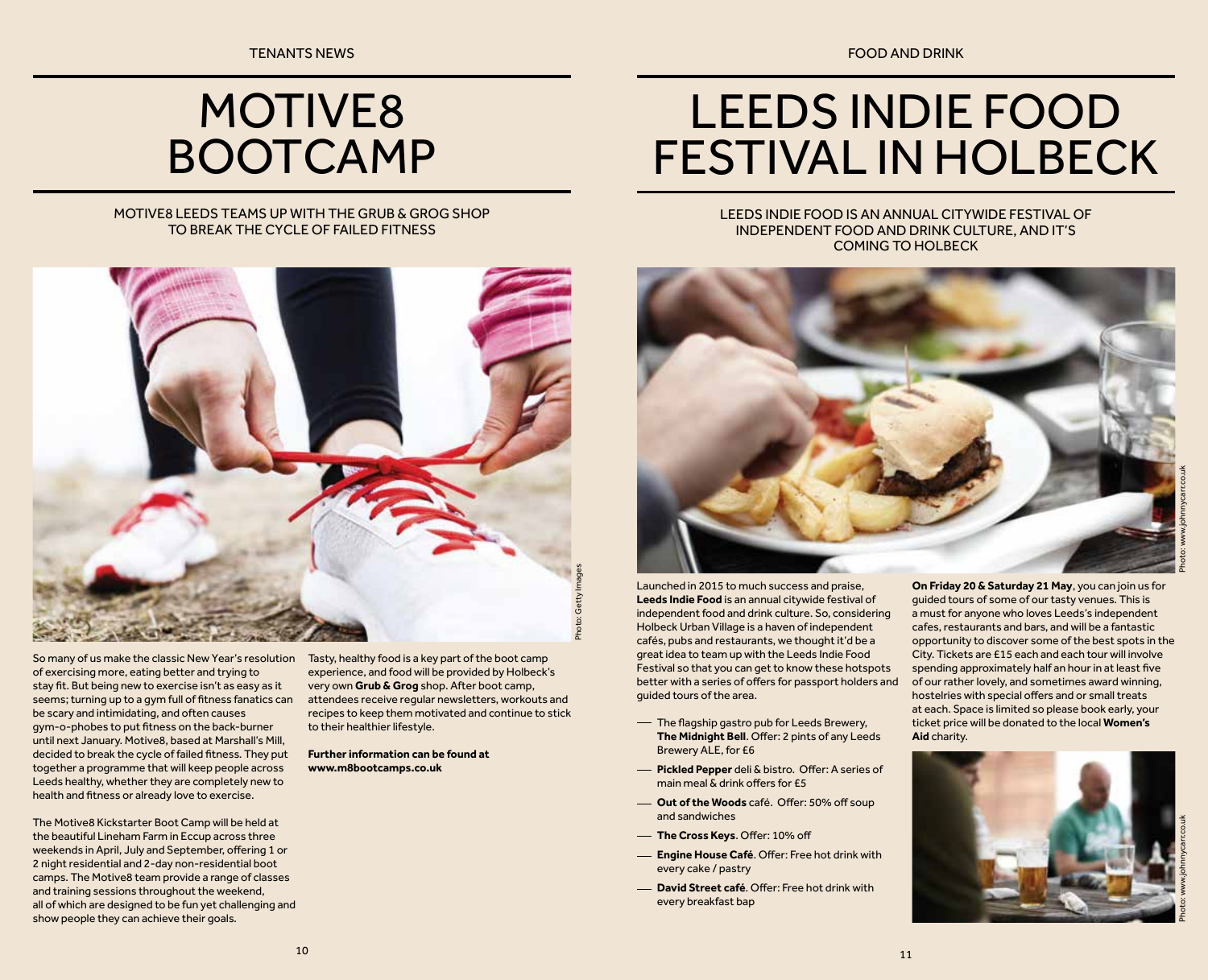# MOTIVE8 BOOTCAMP

MOTIVE8 LEEDS TEAMS UP WITH THE GRUB & GROG SHOP TO BREAK THE CYCLE OF FAILED FITNESS

Photo: Getty Images

So many of us make the classic New Year's resolution of exercising more, eating better and trying to stay fit. But being new to exercise isn't as easy as it seems; turning up to a gym full of fitness fanatics can be scary and intimidating, and often causes gym-o-phobes to put fitness on the back-burner until next January. Motive8, based at Marshall's Mill, decided to break the cycle of failed fitness. They put together a programme that will keep people across Leeds healthy, whether they are completely new to health and fitness or already love to exercise.

The Motive8 Kickstarter Boot Camp will be held at the beautiful Lineham Farm in Eccup across three weekends in April, July and September, offering 1 or 2 night residential and 2-day non-residential boot camps. The Motive8 team provide a range of classes and training sessions throughout the weekend, all of which are designed to be fun yet challenging and show people they can achieve their goals.

Tasty, healthy food is a key part of the boot camp experience, and food will be provided by Holbeck's very own **Grub & Grog** shop. After boot camp, attendees receive regular newsletters, workouts and recipes to keep them motivated and continue to stick to their healthier lifestyle.

**Further information can be found at www.m8bootcamps.co.uk**

# LEEDS INDIE FOOD FESTIVAL IN HOLBECK

LEEDS INDIE FOOD IS AN ANNUAL CITYWIDE FESTIVAL OF INDEPENDENT FOOD AND DRINK CULTURE, AND IT'S COMING TO HOLBECK

Photo: www.johnnycarr.co.uk

Launched in 2015 to much success and praise, **Leeds Indie Food** is an annual citywide festival of independent food and drink culture. So, considering Holbeck Urban Village is a haven of independent cafés, pubs and restaurants, we thought it'd be a great idea to team up with the Leeds Indie Food Festival so that you can get to know these hotspots better with a series of offers for passport holders and guided tours of the area.

- The flagship gastro pub for Leeds Brewery, **The Midnight Bell**. Offer: 2 pints of any Leeds Brewery ALE, for £6
- **Pickled Pepper** deli & bistro. Offer: A series of main meal & drink offers for £5
- **Out of the Woods** café. Offer: 50% off soup and sandwiches
- **The Cross Keys**. Offer: 10% off
- **Engine House Café**. Offer: Free hot drink with every cake / pastry
- **David Street café**. Offer: Free hot drink with every breakfast bap

**On Friday 20 & Saturday 21 May**, you can join us for guided tours of some of our tasty venues. This is a must for anyone who loves Leeds's independent cafes, restaurants and bars, and will be a fantastic opportunity to discover some of the best spots in the City. Tickets are £15 each and each tour will involve spending approximately half an hour in at least five of our rather lovely, and sometimes award winning, hostelries with special offers and or small treats at each. Space is limited so please book early, your ticket price will be donated to the local **Women's Aid** charity.

Photo: www.johnnycarr.co.uk